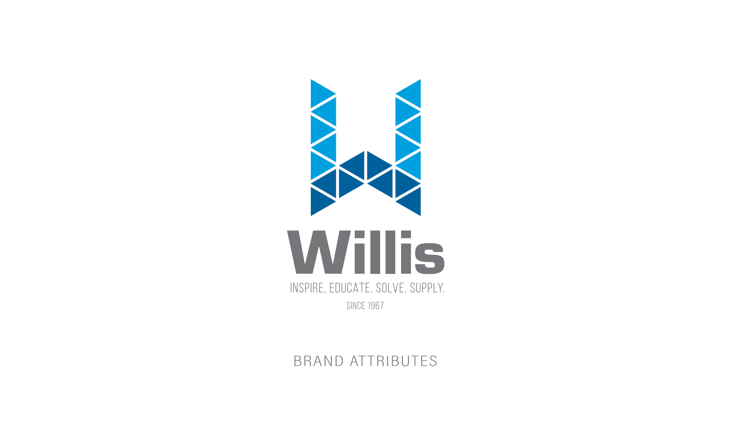# Willis

INSPIRE, EDUCATE, SOLVE, SUPPLY.

SINCE 1967

## BRAND ATTRIBUTES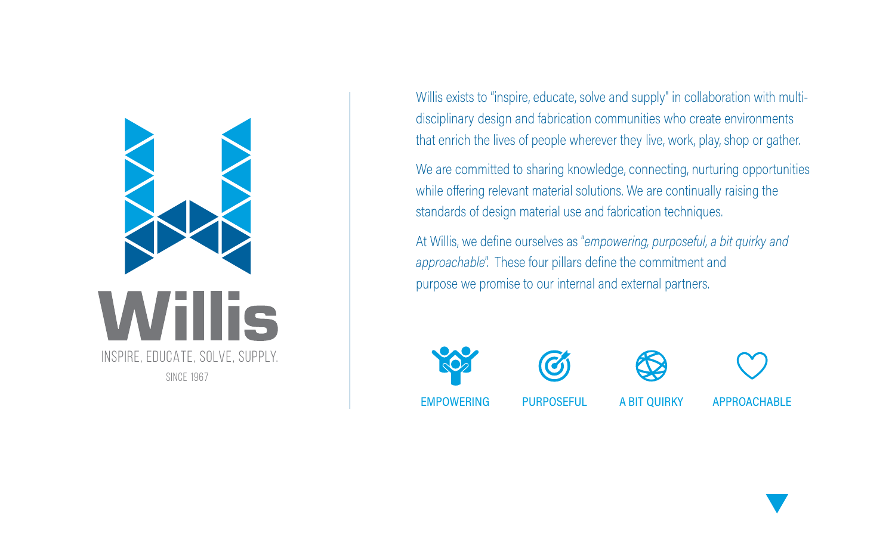# Willis

INSPIRE, EDUCATE, SOLVE, SUPPLY.

SINCE 1967

Willis exists to "inspire, educate, solve and supply" in collaboration with multi-disciplinary design and fabrication communities who create environments that enrich the lives of people wherever they live, work, play, shop or gather.

We are committed to sharing knowledge, connecting, nurturing opportunities while offering relevant material solutions. We are continually raising the standards of design material use and fabrication techniques.

At Willis, we define ourselves as "*empowering, purposeful, a bit quirky and approachable*". These four pillars define the commitment and purpose we promise to our internal and external partners.

EMPOWERING

PURPOSEFUL

A BIT QUIRKY

APPROACHABLE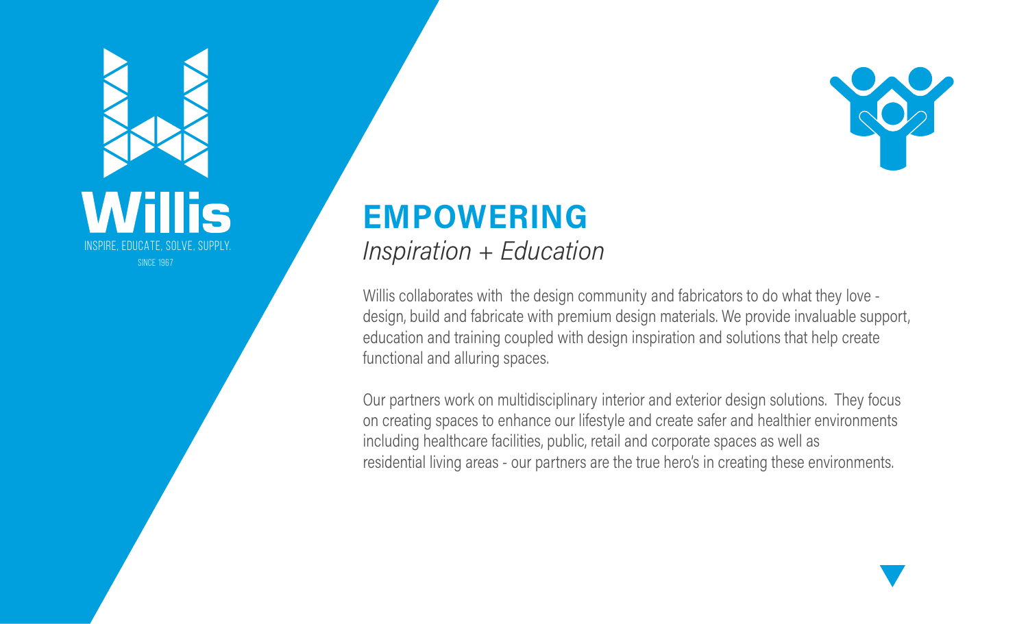Willis

INSPIRE, EDUCATE, SOLVE, SUPPLY.

SINCE 1967

## EMPOWERING

*Inspiration + Education*

Willis collaborates with the design community and fabricators to do what they love - design, build and fabricate with premium design materials. We provide invaluable support, education and training coupled with design inspiration and solutions that help create functional and alluring spaces.

Our partners work on multidisciplinary interior and exterior design solutions. They focus on creating spaces to enhance our lifestyle and create safer and healthier environments including healthcare facilities, public, retail and corporate spaces as well as residential living areas - our partners are the true hero's in creating these environments.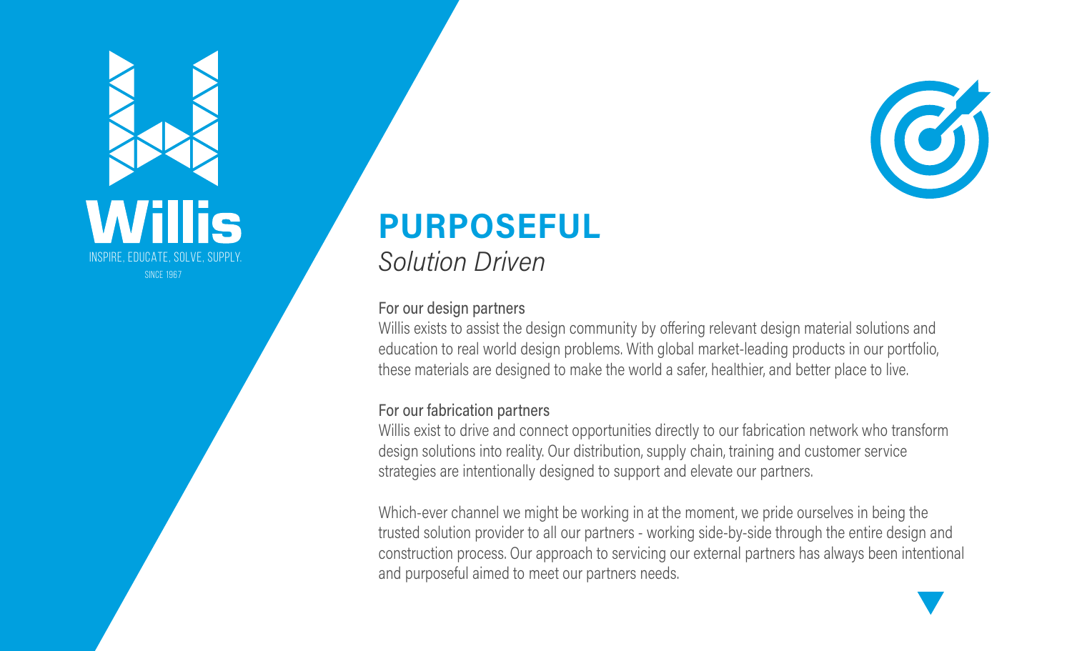Willis

INSPIRE, EDUCATE, SOLVE, SUPPLY.

SINCE 1967

# PURPOSEFUL

*Solution Driven*

For our design partners

Willis exists to assist the design community by offering relevant design material solutions and education to real world design problems. With global market-leading products in our portfolio, these materials are designed to make the world a safer, healthier, and better place to live.

For our fabrication partners

Willis exist to drive and connect opportunities directly to our fabrication network who transform design solutions into reality. Our distribution, supply chain, training and customer service strategies are intentionally designed to support and elevate our partners.

Which-ever channel we might be working in at the moment, we pride ourselves in being the trusted solution provider to all our partners - working side-by-side through the entire design and construction process. Our approach to servicing our external partners has always been intentional and purposeful aimed to meet our partners needs.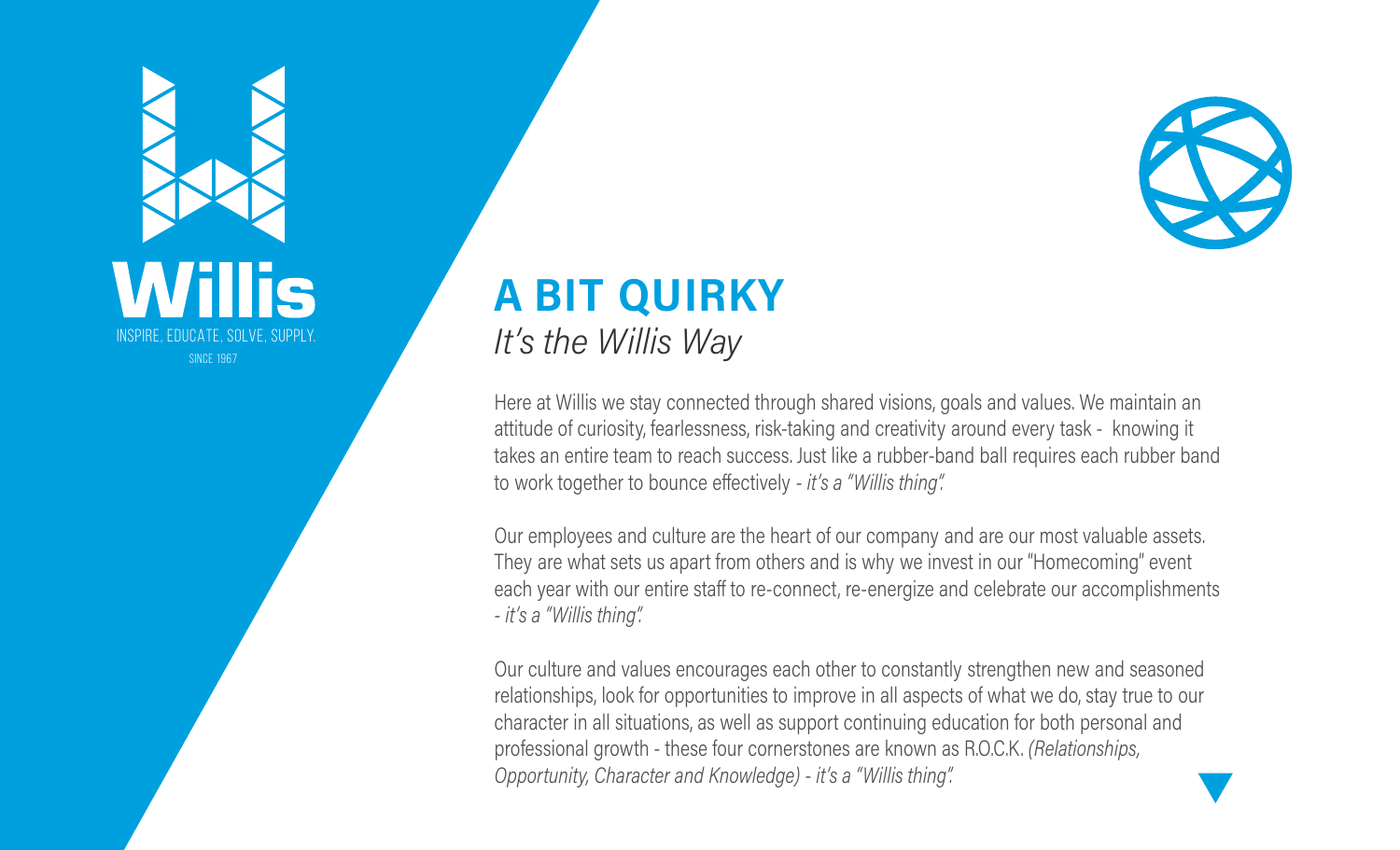Willis

INSPIRE, EDUCATE, SOLVE, SUPPLY.

SINCE 1967

# A BIT QUIRKY

*It's the Willis Way*

Here at Willis we stay connected through shared visions, goals and values. We maintain an attitude of curiosity, fearlessness, risk-taking and creativity around every task - knowing it takes an entire team to reach success. Just like a rubber-band ball requires each rubber band to work together to bounce effectively - *it's a "Willis thing".*

Our employees and culture are the heart of our company and are our most valuable assets. They are what sets us apart from others and is why we invest in our "Homecoming" event each year with our entire staff to re-connect, re-energize and celebrate our accomplishments - *it's a "Willis thing".*

Our culture and values encourages each other to constantly strengthen new and seasoned relationships, look for opportunities to improve in all aspects of what we do, stay true to our character in all situations, as well as support continuing education for both personal and professional growth - these four cornerstones are known as R.O.C.K. *(Relationships, Opportunity, Character and Knowledge) - it's a "Willis thing".*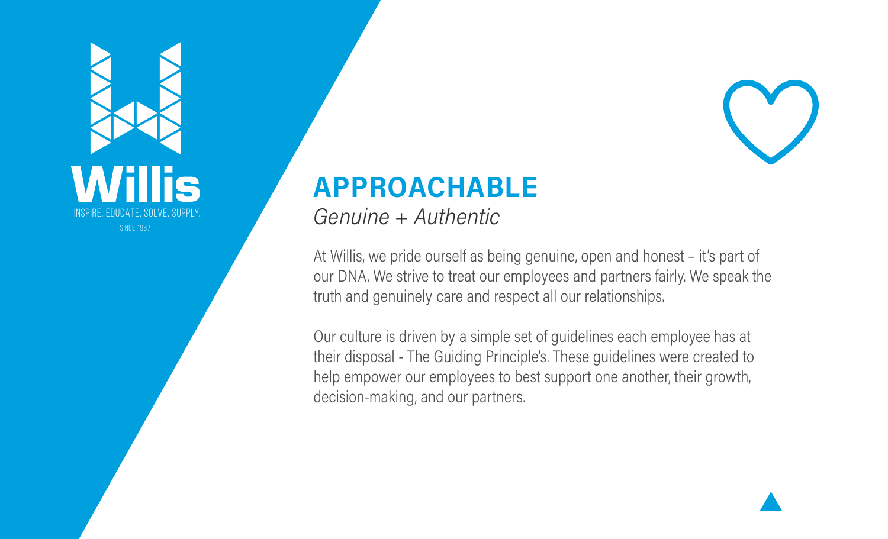Willis

INSPIRE, EDUCATE, SOLVE, SUPPLY.

SINCE 1967

# APPROACHABLE

*Genuine + Authentic*

At Willis, we pride ourself as being genuine, open and honest – it's part of our DNA. We strive to treat our employees and partners fairly. We speak the truth and genuinely care and respect all our relationships.

Our culture is driven by a simple set of guidelines each employee has at their disposal - The Guiding Principle's. These guidelines were created to help empower our employees to best support one another, their growth, decision-making, and our partners.